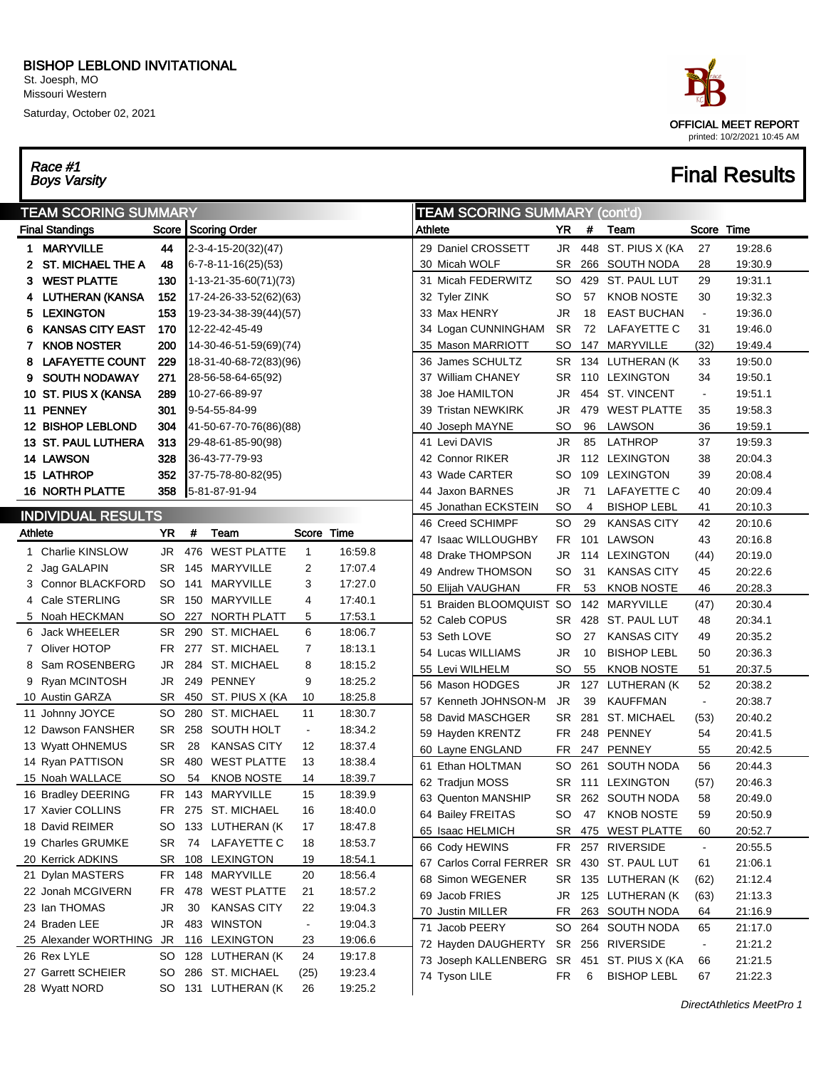# BISHOP LEBLOND INVITATIONAL

St. Joesph, MO
Missouri Western
Saturday, October 02, 2021

OFFICIAL MEET REPORT
printed: 10/2/2021 10:45 AM

## *Race #1 Boys Varsity*

## Final Results

### TEAM SCORING SUMMARY

| Final Standings | Score | Scoring Order |
|---|---|---|
| 1 MARYVILLE | 44 | 2-3-4-15-20(32)(47) |
| 2 ST. MICHAEL THE A | 48 | 6-7-8-11-16(25)(53) |
| 3 WEST PLATTE | 130 | 1-13-21-35-60(71)(73) |
| 4 LUTHERAN (KANSA | 152 | 17-24-26-33-52(62)(63) |
| 5 LEXINGTON | 153 | 19-23-34-38-39(44)(57) |
| 6 KANSAS CITY EAST | 170 | 12-22-42-45-49 |
| 7 KNOB NOSTER | 200 | 14-30-46-51-59(69)(74) |
| 8 LAFAYETTE COUNT | 229 | 18-31-40-68-72(83)(96) |
| 9 SOUTH NODAWAY | 271 | 28-56-58-64-65(92) |
| 10 ST. PIUS X (KANSA | 289 | 10-27-66-89-97 |
| 11 PENNEY | 301 | 9-54-55-84-99 |
| 12 BISHOP LEBLOND | 304 | 41-50-67-70-76(86)(88) |
| 13 ST. PAUL LUTHERA | 313 | 29-48-61-85-90(98) |
| 14 LAWSON | 328 | 36-43-77-79-93 |
| 15 LATHROP | 352 | 37-75-78-80-82(95) |
| 16 NORTH PLATTE | 358 | 5-81-87-91-94 |

### INDIVIDUAL RESULTS

| Athlete | YR | # | Team | Score | Time |
|---|---|---|---|---|---|
| 1 Charlie KINSLOW | JR | 476 | WEST PLATTE | 1 | 16:59.8 |
| 2 Jag GALAPIN | SR | 145 | MARYVILLE | 2 | 17:07.4 |
| 3 Connor BLACKFORD | SO | 141 | MARYVILLE | 3 | 17:27.0 |
| 4 Cale STERLING | SR | 150 | MARYVILLE | 4 | 17:40.1 |
| 5 Noah HECKMAN | SO | 227 | NORTH PLATT | 5 | 17:53.1 |
| 6 Jack WHEELER | SR | 290 | ST. MICHAEL | 6 | 18:06.7 |
| 7 Oliver HOTOP | FR | 277 | ST. MICHAEL | 7 | 18:13.1 |
| 8 Sam ROSENBERG | JR | 284 | ST. MICHAEL | 8 | 18:15.2 |
| 9 Ryan MCINTOSH | JR | 249 | PENNEY | 9 | 18:25.2 |
| 10 Austin GARZA | SR | 450 | ST. PIUS X (KA | 10 | 18:25.8 |
| 11 Johnny JOYCE | SO | 280 | ST. MICHAEL | 11 | 18:30.7 |
| 12 Dawson FANSHER | SR | 258 | SOUTH HOLT | - | 18:34.2 |
| 13 Wyatt OHNEMUS | SR | 28 | KANSAS CITY | 12 | 18:37.4 |
| 14 Ryan PATTISON | SR | 480 | WEST PLATTE | 13 | 18:38.4 |
| 15 Noah WALLACE | SO | 54 | KNOB NOSTE | 14 | 18:39.7 |
| 16 Bradley DEERING | FR | 143 | MARYVILLE | 15 | 18:39.9 |
| 17 Xavier COLLINS | FR | 275 | ST. MICHAEL | 16 | 18:40.0 |
| 18 David REIMER | SO | 133 | LUTHERAN (K | 17 | 18:47.8 |
| 19 Charles GRUMKE | SR | 74 | LAFAYETTE C | 18 | 18:53.7 |
| 20 Kerrick ADKINS | SR | 108 | LEXINGTON | 19 | 18:54.1 |
| 21 Dylan MASTERS | FR | 148 | MARYVILLE | 20 | 18:56.4 |
| 22 Jonah MCGIVERN | FR | 478 | WEST PLATTE | 21 | 18:57.2 |
| 23 Ian THOMAS | JR | 30 | KANSAS CITY | 22 | 19:04.3 |
| 24 Braden LEE | JR | 483 | WINSTON | - | 19:04.3 |
| 25 Alexander WORTHING | JR | 116 | LEXINGTON | 23 | 19:06.6 |
| 26 Rex LYLE | SO | 128 | LUTHERAN (K | 24 | 19:17.8 |
| 27 Garrett SCHEIER | SO | 286 | ST. MICHAEL | (25) | 19:23.4 |
| 28 Wyatt NORD | SO | 131 | LUTHERAN (K | 26 | 19:25.2 |
| 29 Daniel CROSSETT | JR | 448 | ST. PIUS X (KA | 27 | 19:28.6 |
| 30 Micah WOLF | SR | 266 | SOUTH NODA | 28 | 19:30.9 |
| 31 Micah FEDERWITZ | SO | 429 | ST. PAUL LUT | 29 | 19:31.1 |
| 32 Tyler ZINK | SO | 57 | KNOB NOSTE | 30 | 19:32.3 |
| 33 Max HENRY | JR | 18 | EAST BUCHAN | - | 19:36.0 |
| 34 Logan CUNNINGHAM | SR | 72 | LAFAYETTE C | 31 | 19:46.0 |
| 35 Mason MARRIOTT | SO | 147 | MARYVILLE | (32) | 19:49.4 |
| 36 James SCHULTZ | SR | 134 | LUTHERAN (K | 33 | 19:50.0 |
| 37 William CHANEY | SR | 110 | LEXINGTON | 34 | 19:50.1 |
| 38 Joe HAMILTON | JR | 454 | ST. VINCENT | - | 19:51.1 |
| 39 Tristan NEWKIRK | JR | 479 | WEST PLATTE | 35 | 19:58.3 |
| 40 Joseph MAYNE | SO | 96 | LAWSON | 36 | 19:59.1 |
| 41 Levi DAVIS | JR | 85 | LATHROP | 37 | 19:59.3 |
| 42 Connor RIKER | JR | 112 | LEXINGTON | 38 | 20:04.3 |
| 43 Wade CARTER | SO | 109 | LEXINGTON | 39 | 20:08.4 |
| 44 Jaxon BARNES | JR | 71 | LAFAYETTE C | 40 | 20:09.4 |
| 45 Jonathan ECKSTEIN | SO | 4 | BISHOP LEBL | 41 | 20:10.3 |
| 46 Creed SCHIMPF | SO | 29 | KANSAS CITY | 42 | 20:10.6 |
| 47 Isaac WILLOUGHBY | FR | 101 | LAWSON | 43 | 20:16.8 |
| 48 Drake THOMPSON | JR | 114 | LEXINGTON | (44) | 20:19.0 |
| 49 Andrew THOMSON | SO | 31 | KANSAS CITY | 45 | 20:22.6 |
| 50 Elijah VAUGHAN | FR | 53 | KNOB NOSTE | 46 | 20:28.3 |
| 51 Braiden BLOOMQUIST | SO | 142 | MARYVILLE | (47) | 20:30.4 |
| 52 Caleb COPUS | SR | 428 | ST. PAUL LUT | 48 | 20:34.1 |
| 53 Seth LOVE | SO | 27 | KANSAS CITY | 49 | 20:35.2 |
| 54 Lucas WILLIAMS | JR | 10 | BISHOP LEBL | 50 | 20:36.3 |
| 55 Levi WILHELM | SO | 55 | KNOB NOSTE | 51 | 20:37.5 |
| 56 Mason HODGES | JR | 127 | LUTHERAN (K | 52 | 20:38.2 |
| 57 Kenneth JOHNSON-M | JR | 39 | KAUFFMAN | - | 20:38.7 |
| 58 David MASCHGER | SR | 281 | ST. MICHAEL | (53) | 20:40.2 |
| 59 Hayden KRENTZ | FR | 248 | PENNEY | 54 | 20:41.5 |
| 60 Layne ENGLAND | FR | 247 | PENNEY | 55 | 20:42.5 |
| 61 Ethan HOLTMAN | SO | 261 | SOUTH NODA | 56 | 20:44.3 |
| 62 Tradjun MOSS | SR | 111 | LEXINGTON | (57) | 20:46.3 |
| 63 Quenton MANSHIP | SR | 262 | SOUTH NODA | 58 | 20:49.0 |
| 64 Bailey FREITAS | SO | 47 | KNOB NOSTE | 59 | 20:50.9 |
| 65 Isaac HELMICH | SR | 475 | WEST PLATTE | 60 | 20:52.7 |
| 66 Cody HEWINS | FR | 257 | RIVERSIDE | - | 20:55.5 |
| 67 Carlos Corral FERRER | SR | 430 | ST. PAUL LUT | 61 | 21:06.1 |
| 68 Simon WEGENER | SR | 135 | LUTHERAN (K | (62) | 21:12.4 |
| 69 Jacob FRIES | JR | 125 | LUTHERAN (K | (63) | 21:13.3 |
| 70 Justin MILLER | FR | 263 | SOUTH NODA | 64 | 21:16.9 |
| 71 Jacob PEERY | SO | 264 | SOUTH NODA | 65 | 21:17.0 |
| 72 Hayden DAUGHERTY | SR | 256 | RIVERSIDE | - | 21:21.2 |
| 73 Joseph KALLENBERG | SR | 451 | ST. PIUS X (KA | 66 | 21:21.5 |
| 74 Tyson LILE | FR | 6 | BISHOP LEBL | 67 | 21:22.3 |

*DirectAthletics MeetPro 1*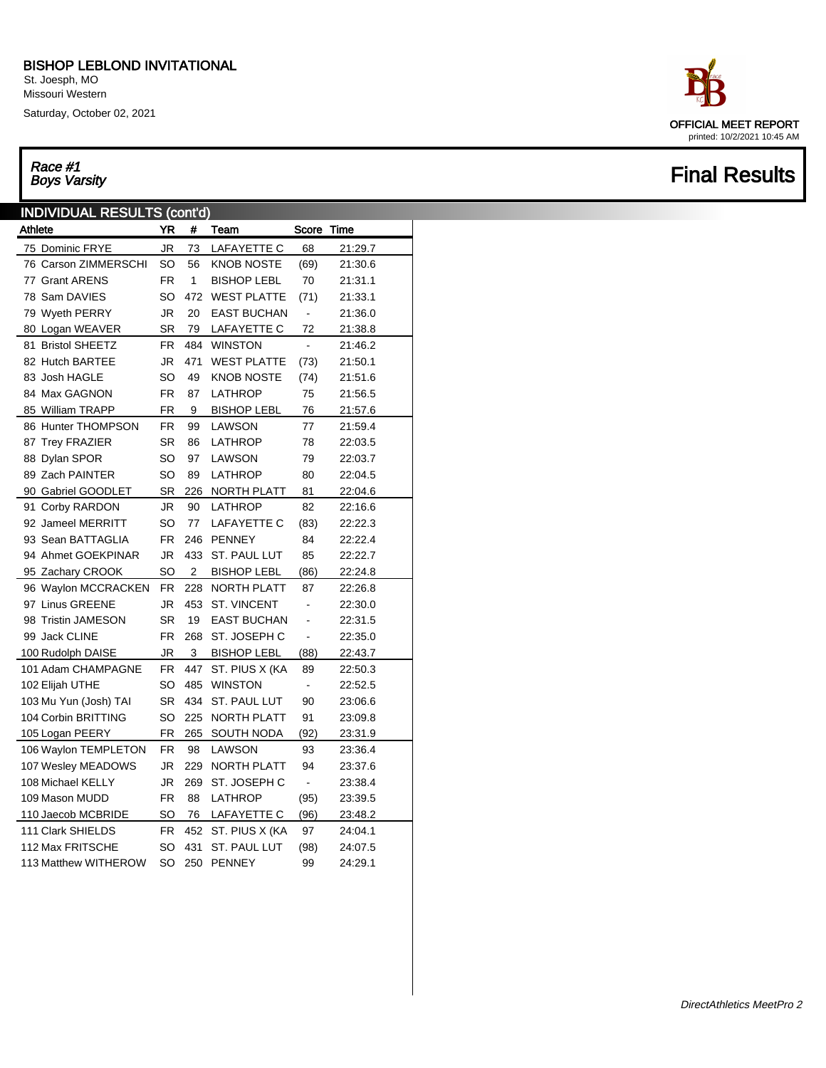BISHOP LEBLOND INVITATIONAL
St. Joesph, MO
Missouri Western
Saturday, October 02, 2021

OFFICIAL MEET REPORT
printed: 10/2/2021 10:45 AM

## *Race #1*
## *Boys Varsity*

# Final Results

## INDIVIDUAL RESULTS (cont'd)

| Athlete | YR | # | Team | Score | Time |
|---|---|---|---|---|---|
| 75 Dominic FRYE | JR | 73 | LAFAYETTE C | 68 | 21:29.7 |
| 76 Carson ZIMMERSCHI | SO | 56 | KNOB NOSTE | (69) | 21:30.6 |
| 77 Grant ARENS | FR | 1 | BISHOP LEBL | 70 | 21:31.1 |
| 78 Sam DAVIES | SO | 472 | WEST PLATTE | (71) | 21:33.1 |
| 79 Wyeth PERRY | JR | 20 | EAST BUCHAN | - | 21:36.0 |
| 80 Logan WEAVER | SR | 79 | LAFAYETTE C | 72 | 21:38.8 |
| 81 Bristol SHEETZ | FR | 484 | WINSTON | - | 21:46.2 |
| 82 Hutch BARTEE | JR | 471 | WEST PLATTE | (73) | 21:50.1 |
| 83 Josh HAGLE | SO | 49 | KNOB NOSTE | (74) | 21:51.6 |
| 84 Max GAGNON | FR | 87 | LATHROP | 75 | 21:56.5 |
| 85 William TRAPP | FR | 9 | BISHOP LEBL | 76 | 21:57.6 |
| 86 Hunter THOMPSON | FR | 99 | LAWSON | 77 | 21:59.4 |
| 87 Trey FRAZIER | SR | 86 | LATHROP | 78 | 22:03.5 |
| 88 Dylan SPOR | SO | 97 | LAWSON | 79 | 22:03.7 |
| 89 Zach PAINTER | SO | 89 | LATHROP | 80 | 22:04.5 |
| 90 Gabriel GOODLET | SR | 226 | NORTH PLATT | 81 | 22:04.6 |
| 91 Corby RARDON | JR | 90 | LATHROP | 82 | 22:16.6 |
| 92 Jameel MERRITT | SO | 77 | LAFAYETTE C | (83) | 22:22.3 |
| 93 Sean BATTAGLIA | FR | 246 | PENNEY | 84 | 22:22.4 |
| 94 Ahmet GOEKPINAR | JR | 433 | ST. PAUL LUT | 85 | 22:22.7 |
| 95 Zachary CROOK | SO | 2 | BISHOP LEBL | (86) | 22:24.8 |
| 96 Waylon MCCRACKEN | FR | 228 | NORTH PLATT | 87 | 22:26.8 |
| 97 Linus GREENE | JR | 453 | ST. VINCENT | - | 22:30.0 |
| 98 Tristin JAMESON | SR | 19 | EAST BUCHAN | - | 22:31.5 |
| 99 Jack CLINE | FR | 268 | ST. JOSEPH C | - | 22:35.0 |
| 100 Rudolph DAISE | JR | 3 | BISHOP LEBL | (88) | 22:43.7 |
| 101 Adam CHAMPAGNE | FR | 447 | ST. PIUS X (KA | 89 | 22:50.3 |
| 102 Elijah UTHE | SO | 485 | WINSTON | - | 22:52.5 |
| 103 Mu Yun (Josh) TAI | SR | 434 | ST. PAUL LUT | 90 | 23:06.6 |
| 104 Corbin BRITTING | SO | 225 | NORTH PLATT | 91 | 23:09.8 |
| 105 Logan PEERY | FR | 265 | SOUTH NODA | (92) | 23:31.9 |
| 106 Waylon TEMPLETON | FR | 98 | LAWSON | 93 | 23:36.4 |
| 107 Wesley MEADOWS | JR | 229 | NORTH PLATT | 94 | 23:37.6 |
| 108 Michael KELLY | JR | 269 | ST. JOSEPH C | - | 23:38.4 |
| 109 Mason MUDD | FR | 88 | LATHROP | (95) | 23:39.5 |
| 110 Jaecob MCBRIDE | SO | 76 | LAFAYETTE C | (96) | 23:48.2 |
| 111 Clark SHIELDS | FR | 452 | ST. PIUS X (KA | 97 | 24:04.1 |
| 112 Max FRITSCHE | SO | 431 | ST. PAUL LUT | (98) | 24:07.5 |
| 113 Matthew WITHEROW | SO | 250 | PENNEY | 99 | 24:29.1 |

*DirectAthletics MeetPro 2*